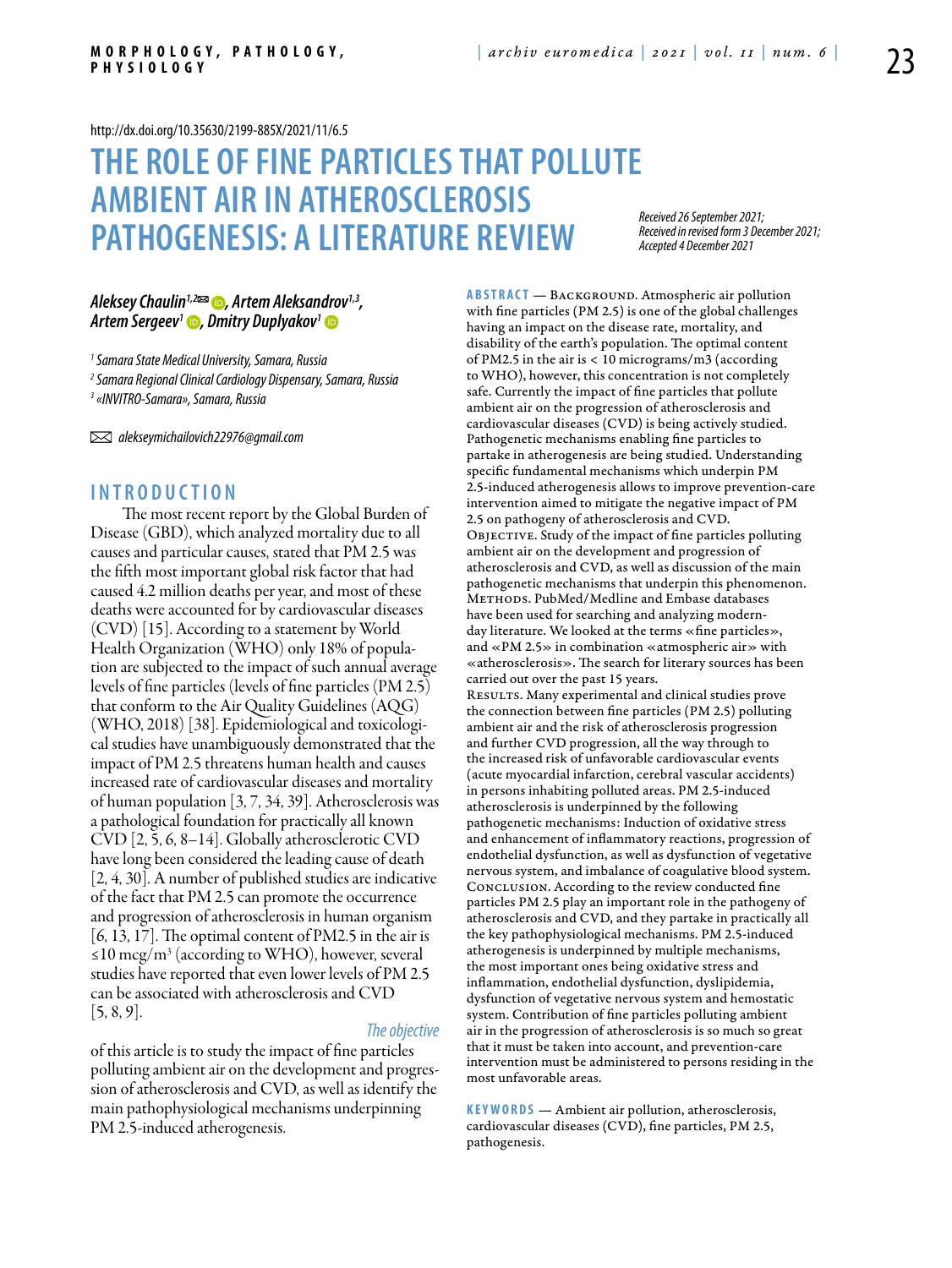http://dx.doi.org/10.35630/2199-885X/2021/11/6.5

# THE ROLE OF FINE PARTICLES THAT POLLUTE AMBIENT AIR IN ATHEROSCLEROSIS PATHOGENESIS: A LITERATURE REVIEW

*Received 26 September 2021; Received in revised form 3 December 2021; Accepted 4 December 2021*

***Aleksey Chaulin[1,2]✉, Artem Aleksandrov[1,3], Artem Sergeev[1], Dmitry Duplyakov[1]***

*[1] Samara State Medical University, Samara, Russia*

*[2] Samara Regional Clinical Cardiology Dispensary, Samara, Russia*

*[3] «INVITRO-Samara», Samara, Russia*

✉ *alekseymichailovich22976@gmail.com*

**ABSTRACT** — Background. Atmospheric air pollution with fine particles (PM 2.5) is one of the global challenges having an impact on the disease rate, mortality, and disability of the earth's population. The optimal content of PM2.5 in the air is < 10 micrograms/m3 (according to WHO), however, this concentration is not completely safe. Currently the impact of fine particles that pollute ambient air on the progression of atherosclerosis and cardiovascular diseases (CVD) is being actively studied. Pathogenetic mechanisms enabling fine particles to partake in atherogenesis are being studied. Understanding specific fundamental mechanisms which underpin PM 2.5-induced atherogenesis allows to improve prevention-care intervention aimed to mitigate the negative impact of PM 2.5 on pathogeny of atherosclerosis and CVD.
Objective. Study of the impact of fine particles polluting ambient air on the development and progression of atherosclerosis and CVD, as well as discussion of the main pathogenetic mechanisms that underpin this phenomenon.
Methods. PubMed/Medline and Embase databases have been used for searching and analyzing modern-day literature. We looked at the terms «fine particles», and «PM 2.5» in combination «atmospheric air» with «atherosclerosis». The search for literary sources has been carried out over the past 15 years.
Results. Many experimental and clinical studies prove the connection between fine particles (PM 2.5) polluting ambient air and the risk of atherosclerosis progression and further CVD progression, all the way through to the increased risk of unfavorable cardiovascular events (acute myocardial infarction, cerebral vascular accidents) in persons inhabiting polluted areas. PM 2.5-induced atherosclerosis is underpinned by the following pathogenetic mechanisms: Induction of oxidative stress and enhancement of inflammatory reactions, progression of endothelial dysfunction, as well as dysfunction of vegetative nervous system, and imbalance of coagulative blood system.
Conclusion. According to the review conducted fine particles PM 2.5 play an important role in the pathogeny of atherosclerosis and CVD, and they partake in practically all the key pathophysiological mechanisms. PM 2.5-induced atherogenesis is underpinned by multiple mechanisms, the most important ones being oxidative stress and inflammation, endothelial dysfunction, dyslipidemia, dysfunction of vegetative nervous system and hemostatic system. Contribution of fine particles polluting ambient air in the progression of atherosclerosis is so much so great that it must be taken into account, and prevention-care intervention must be administered to persons residing in the most unfavorable areas.

**KEYWORDS** — Ambient air pollution, atherosclerosis, cardiovascular diseases (CVD), fine particles, PM 2.5, pathogenesis.

## INTRODUCTION

The most recent report by the Global Burden of Disease (GBD), which analyzed mortality due to all causes and particular causes, stated that PM 2.5 was the fifth most important global risk factor that had caused 4.2 million deaths per year, and most of these deaths were accounted for by cardiovascular diseases (CVD) [15]. According to a statement by World Health Organization (WHO) only 18% of population are subjected to the impact of such annual average levels of fine particles (levels of fine particles (PM 2.5) that conform to the Air Quality Guidelines (AQG) (WHO, 2018) [38]. Epidemiological and toxicological studies have unambiguously demonstrated that the impact of PM 2.5 threatens human health and causes increased rate of cardiovascular diseases and mortality of human population [3, 7, 34, 39]. Atherosclerosis was a pathological foundation for practically all known CVD [2, 5, 6, 8–14]. Globally atherosclerotic CVD have long been considered the leading cause of death [2, 4, 30]. A number of published studies are indicative of the fact that PM 2.5 can promote the occurrence and progression of atherosclerosis in human organism [6, 13, 17]. The optimal content of PM2.5 in the air is ≤10 mcg/m$^3$ (according to WHO), however, several studies have reported that even lower levels of PM 2.5 can be associated with atherosclerosis and CVD [5, 8, 9].

*The objective* of this article is to study the impact of fine particles polluting ambient air on the development and progression of atherosclerosis and CVD, as well as identify the main pathophysiological mechanisms underpinning PM 2.5-induced atherogenesis.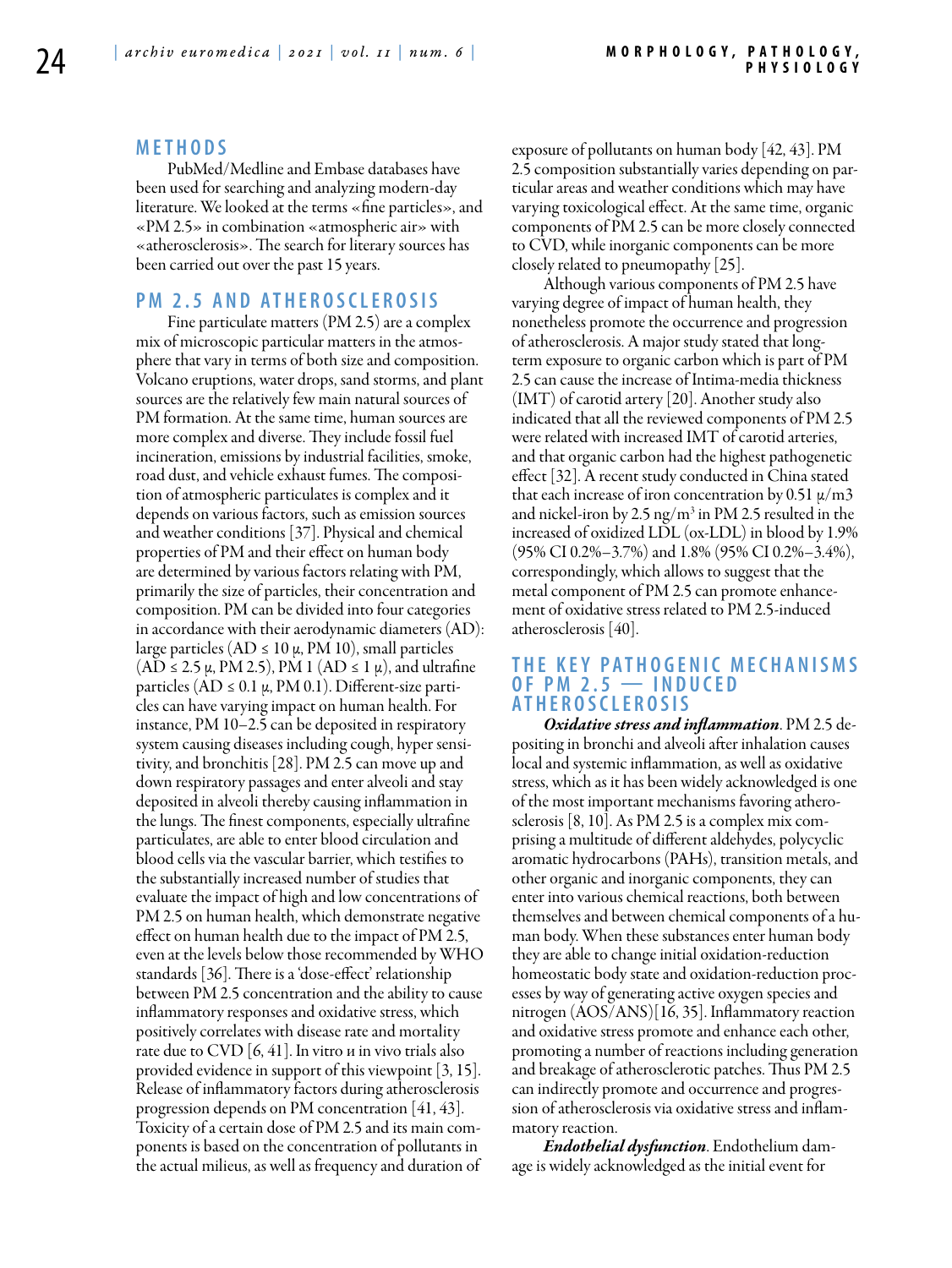## METHODS

PubMed/Medline and Embase databases have been used for searching and analyzing modern-day literature. We looked at the terms «fine particles», and «PM 2.5» in combination «atmospheric air» with «atherosclerosis». The search for literary sources has been carried out over the past 15 years.

## PM 2.5 AND ATHEROSCLEROSIS

Fine particulate matters (PM 2.5) are a complex mix of microscopic particular matters in the atmosphere that vary in terms of both size and composition. Volcano eruptions, water drops, sand storms, and plant sources are the relatively few main natural sources of PM formation. At the same time, human sources are more complex and diverse. They include fossil fuel incineration, emissions by industrial facilities, smoke, road dust, and vehicle exhaust fumes. The composition of atmospheric particulates is complex and it depends on various factors, such as emission sources and weather conditions [37]. Physical and chemical properties of PM and their effect on human body are determined by various factors relating with PM, primarily the size of particles, their concentration and composition. PM can be divided into four categories in accordance with their aerodynamic diameters (AD): large particles (AD ≤ 10 μ, PM 10), small particles (AD ≤ 2.5 μ, PM 2.5), PM 1 (AD ≤ 1 μ), and ultrafine particles (AD ≤ 0.1 μ, PM 0.1). Different-size particles can have varying impact on human health. For instance, PM 10–2.5 can be deposited in respiratory system causing diseases including cough, hyper sensitivity, and bronchitis [28]. PM 2.5 can move up and down respiratory passages and enter alveoli and stay deposited in alveoli thereby causing inflammation in the lungs. The finest components, especially ultrafine particulates, are able to enter blood circulation and blood cells via the vascular barrier, which testifies to the substantially increased number of studies that evaluate the impact of high and low concentrations of PM 2.5 on human health, which demonstrate negative effect on human health due to the impact of PM 2.5, even at the levels below those recommended by WHO standards [36]. There is a 'dose-effect' relationship between PM 2.5 concentration and the ability to cause inflammatory responses and oxidative stress, which positively correlates with disease rate and mortality rate due to CVD [6, 41]. In vitro и in vivo trials also provided evidence in support of this viewpoint [3, 15]. Release of inflammatory factors during atherosclerosis progression depends on PM concentration [41, 43]. Toxicity of a certain dose of PM 2.5 and its main components is based on the concentration of pollutants in the actual milieus, as well as frequency and duration of exposure of pollutants on human body [42, 43]. PM 2.5 composition substantially varies depending on particular areas and weather conditions which may have varying toxicological effect. At the same time, organic components of PM 2.5 can be more closely connected to CVD, while inorganic components can be more closely related to pneumopathy [25].

Although various components of PM 2.5 have varying degree of impact of human health, they nonetheless promote the occurrence and progression of atherosclerosis. A major study stated that long-term exposure to organic carbon which is part of PM 2.5 can cause the increase of Intima-media thickness (IMT) of carotid artery [20]. Another study also indicated that all the reviewed components of PM 2.5 were related with increased IMT of carotid arteries, and that organic carbon had the highest pathogenetic effect [32]. A recent study conducted in China stated that each increase of iron concentration by 0.51 μ/m3 and nickel-iron by 2.5 ng/$m^3$ in PM 2.5 resulted in the increased of oxidized LDL (ox-LDL) in blood by 1.9% (95% CI 0.2%–3.7%) and 1.8% (95% CI 0.2%–3.4%), correspondingly, which allows to suggest that the metal component of PM 2.5 can promote enhancement of oxidative stress related to PM 2.5-induced atherosclerosis [40].

## THE KEY PATHOGENIC MECHANISMS OF PM 2.5 — INDUCED ATHEROSCLEROSIS

***Oxidative stress and inflammation***. PM 2.5 depositing in bronchi and alveoli after inhalation causes local and systemic inflammation, as well as oxidative stress, which as it has been widely acknowledged is one of the most important mechanisms favoring atherosclerosis [8, 10]. As PM 2.5 is a complex mix comprising a multitude of different aldehydes, polycyclic aromatic hydrocarbons (PAHs), transition metals, and other organic and inorganic components, they can enter into various chemical reactions, both between themselves and between chemical components of a human body. When these substances enter human body they are able to change initial oxidation-reduction homeostatic body state and oxidation-reduction processes by way of generating active oxygen species and nitrogen (AOS/ANS)[16, 35]. Inflammatory reaction and oxidative stress promote and enhance each other, promoting a number of reactions including generation and breakage of atherosclerotic patches. Thus PM 2.5 can indirectly promote and occurrence and progression of atherosclerosis via oxidative stress and inflammatory reaction.

***Endothelial dysfunction***. Endothelium damage is widely acknowledged as the initial event for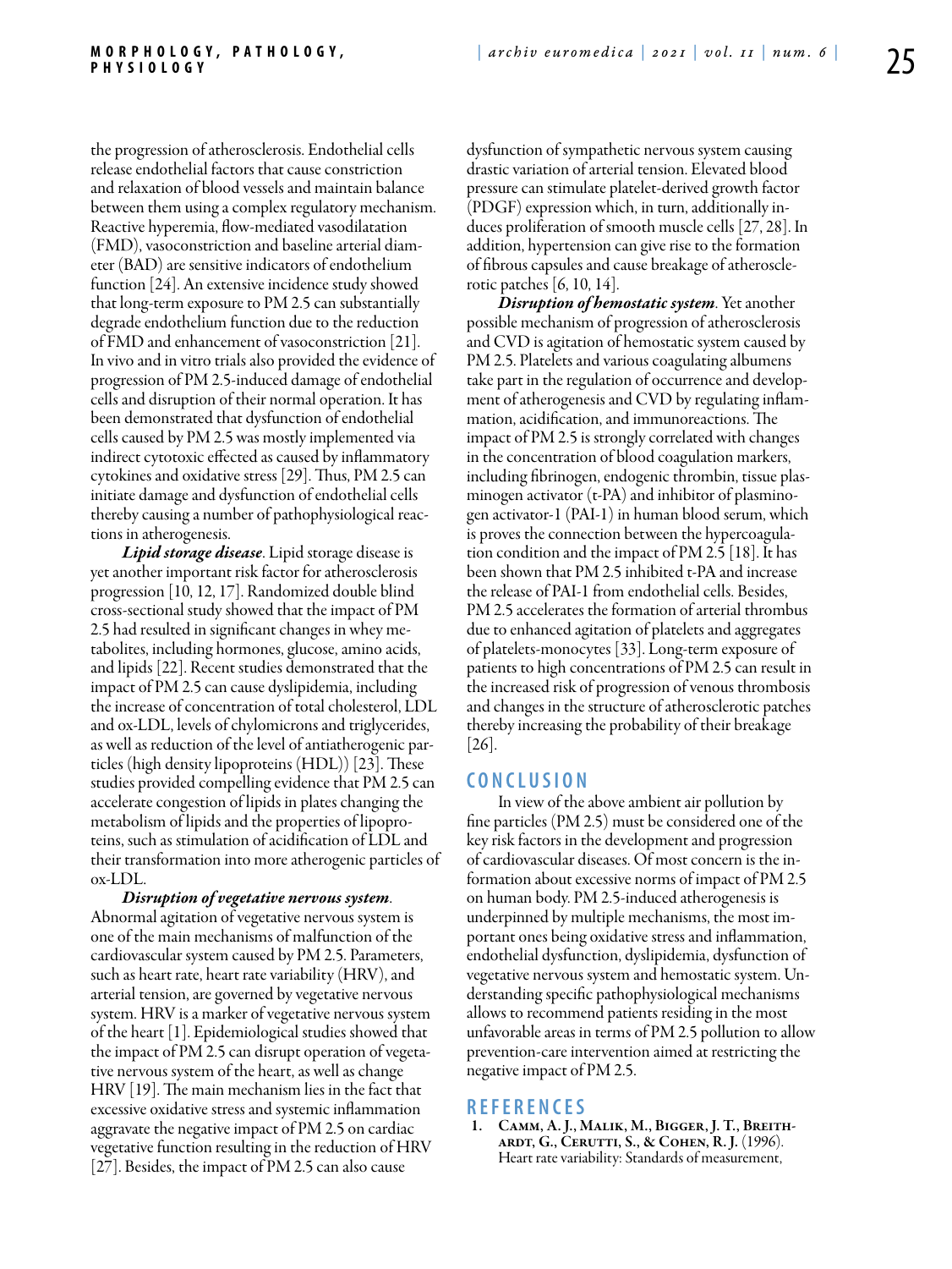the progression of atherosclerosis. Endothelial cells release endothelial factors that cause constriction and relaxation of blood vessels and maintain balance between them using a complex regulatory mechanism. Reactive hyperemia, flow-mediated vasodilatation (FMD), vasoconstriction and baseline arterial diameter (BAD) are sensitive indicators of endothelium function [24]. An extensive incidence study showed that long-term exposure to PM 2.5 can substantially degrade endothelium function due to the reduction of FMD and enhancement of vasoconstriction [21]. In vivo and in vitro trials also provided the evidence of progression of PM 2.5-induced damage of endothelial cells and disruption of their normal operation. It has been demonstrated that dysfunction of endothelial cells caused by PM 2.5 was mostly implemented via indirect cytotoxic effected as caused by inflammatory cytokines and oxidative stress [29]. Thus, PM 2.5 can initiate damage and dysfunction of endothelial cells thereby causing a number of pathophysiological reactions in atherogenesis.

***Lipid storage disease***. Lipid storage disease is yet another important risk factor for atherosclerosis progression [10, 12, 17]. Randomized double blind cross-sectional study showed that the impact of PM 2.5 had resulted in significant changes in whey metabolites, including hormones, glucose, amino acids, and lipids [22]. Recent studies demonstrated that the impact of PM 2.5 can cause dyslipidemia, including the increase of concentration of total cholesterol, LDL and ox-LDL, levels of chylomicrons and triglycerides, as well as reduction of the level of antiatherogenic particles (high density lipoproteins (HDL)) [23]. These studies provided compelling evidence that PM 2.5 can accelerate congestion of lipids in plates changing the metabolism of lipids and the properties of lipoproteins, such as stimulation of acidification of LDL and their transformation into more atherogenic particles of ox-LDL.

***Disruption of vegetative nervous system***. Abnormal agitation of vegetative nervous system is one of the main mechanisms of malfunction of the cardiovascular system caused by PM 2.5. Parameters, such as heart rate, heart rate variability (HRV), and arterial tension, are governed by vegetative nervous system. HRV is a marker of vegetative nervous system of the heart [1]. Epidemiological studies showed that the impact of PM 2.5 can disrupt operation of vegetative nervous system of the heart, as well as change HRV [19]. The main mechanism lies in the fact that excessive oxidative stress and systemic inflammation aggravate the negative impact of PM 2.5 on cardiac vegetative function resulting in the reduction of HRV [27]. Besides, the impact of PM 2.5 can also cause dysfunction of sympathetic nervous system causing drastic variation of arterial tension. Elevated blood pressure can stimulate platelet-derived growth factor (PDGF) expression which, in turn, additionally induces proliferation of smooth muscle cells [27, 28]. In addition, hypertension can give rise to the formation of fibrous capsules and cause breakage of atherosclerotic patches [6, 10, 14].

***Disruption of hemostatic system***. Yet another possible mechanism of progression of atherosclerosis and CVD is agitation of hemostatic system caused by PM 2.5. Platelets and various coagulating albumens take part in the regulation of occurrence and development of atherogenesis and CVD by regulating inflammation, acidification, and immunoreactions. The impact of PM 2.5 is strongly correlated with changes in the concentration of blood coagulation markers, including fibrinogen, endogenic thrombin, tissue plasminogen activator (t-PA) and inhibitor of plasminogen activator-1 (PAI-1) in human blood serum, which is proves the connection between the hypercoagulation condition and the impact of PM 2.5 [18]. It has been shown that PM 2.5 inhibited t-PA and increase the release of PAI-1 from endothelial cells. Besides, PM 2.5 accelerates the formation of arterial thrombus due to enhanced agitation of platelets and aggregates of platelets-monocytes [33]. Long-term exposure of patients to high concentrations of PM 2.5 can result in the increased risk of progression of venous thrombosis and changes in the structure of atherosclerotic patches thereby increasing the probability of their breakage [26].

## CONCLUSION

In view of the above ambient air pollution by fine particles (PM 2.5) must be considered one of the key risk factors in the development and progression of cardiovascular diseases. Of most concern is the information about excessive norms of impact of PM 2.5 on human body. PM 2.5-induced atherogenesis is underpinned by multiple mechanisms, the most important ones being oxidative stress and inflammation, endothelial dysfunction, dyslipidemia, dysfunction of vegetative nervous system and hemostatic system. Understanding specific pathophysiological mechanisms allows to recommend patients residing in the most unfavorable areas in terms of PM 2.5 pollution to allow prevention-care intervention aimed at restricting the negative impact of PM 2.5.

## REFERENCES

1. **Camm, A. J., Malik, M., Bigger, J. T., Breithardt, G., Cerutti, S., & Cohen, R. J.** (1996). Heart rate variability: Standards of measurement,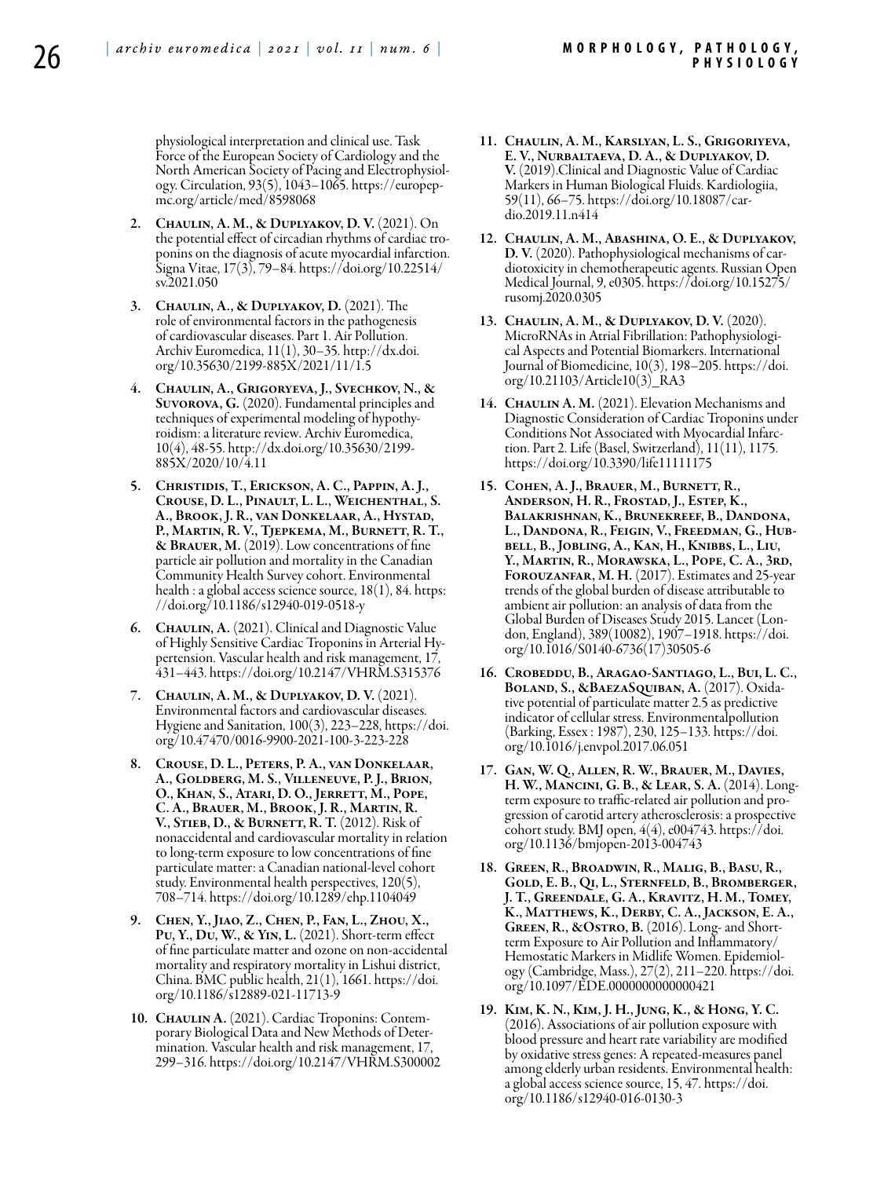physiological interpretation and clinical use. Task Force of the European Society of Cardiology and the North American Society of Pacing and Electrophysiology. Circulation, 93(5), 1043–1065. https://europepmc.org/article/med/8598068

2. Chaulin, A. M., & Duplyakov, D. V. (2021). On the potential effect of circadian rhythms of cardiac troponins on the diagnosis of acute myocardial infarction. Signa Vitae, 17(3), 79–84. https://doi.org/10.22514/sv.2021.050

3. Chaulin, A., & Duplyakov, D. (2021). The role of environmental factors in the pathogenesis of cardiovascular diseases. Part 1. Air Pollution. Archiv Euromedica, 11(1), 30–35. http://dx.doi.org/10.35630/2199-885X/2021/11/1.5

4. Chaulin, A., Grigoryeva, J., Svechkov, N., & Suvorova, G. (2020). Fundamental principles and techniques of experimental modeling of hypothyroidism: a literature review. Archiv Euromedica, 10(4), 48-55. http://dx.doi.org/10.35630/2199-885X/2020/10/4.11

5. Christidis, T., Erickson, A. C., Pappin, A. J., Crouse, D. L., Pinault, L. L., Weichenthal, S. A., Brook, J. R., van Donkelaar, A., Hystad, P., Martin, R. V., Tjepkema, M., Burnett, R. T., & Brauer, M. (2019). Low concentrations of fine particle air pollution and mortality in the Canadian Community Health Survey cohort. Environmental health : a global access science source, 18(1), 84. https://doi.org/10.1186/s12940-019-0518-y

6. Chaulin, A. (2021). Clinical and Diagnostic Value of Highly Sensitive Cardiac Troponins in Arterial Hypertension. Vascular health and risk management, 17, 431–443. https://doi.org/10.2147/VHRM.S315376

7. Chaulin, A. M., & Duplyakov, D. V. (2021). Environmental factors and cardiovascular diseases. Hygiene and Sanitation, 100(3), 223–228, https://doi.org/10.47470/0016-9900-2021-100-3-223-228

8. Crouse, D. L., Peters, P. A., van Donkelaar, A., Goldberg, M. S., Villeneuve, P. J., Brion, O., Khan, S., Atari, D. O., Jerrett, M., Pope, C. A., Brauer, M., Brook, J. R., Martin, R. V., Stieb, D., & Burnett, R. T. (2012). Risk of nonaccidental and cardiovascular mortality in relation to long-term exposure to low concentrations of fine particulate matter: a Canadian national-level cohort study. Environmental health perspectives, 120(5), 708–714. https://doi.org/10.1289/ehp.1104049

9. Chen, Y., Jiao, Z., Chen, P., Fan, L., Zhou, X., Pu, Y., Du, W., & Yin, L. (2021). Short-term effect of fine particulate matter and ozone on non-accidental mortality and respiratory mortality in Lishui district, China. BMC public health, 21(1), 1661. https://doi.org/10.1186/s12889-021-11713-9

10. Chaulin A. (2021). Cardiac Troponins: Contemporary Biological Data and New Methods of Determination. Vascular health and risk management, 17, 299–316. https://doi.org/10.2147/VHRM.S300002

11. Chaulin, A. M., Karslyan, L. S., Grigoriyeva, E. V., Nurbaltaeva, D. A., & Duplyakov, D. V. (2019).Clinical and Diagnostic Value of Cardiac Markers in Human Biological Fluids. Kardiologiia, 59(11), 66–75. https://doi.org/10.18087/cardio.2019.11.n414

12. Chaulin, A. M., Abashina, O. E., & Duplyakov, D. V. (2020). Pathophysiological mechanisms of cardiotoxicity in chemotherapeutic agents. Russian Open Medical Journal, 9, e0305. https://doi.org/10.15275/rusomj.2020.0305

13. Chaulin, A. M., & Duplyakov, D. V. (2020). MicroRNAs in Atrial Fibrillation: Pathophysiological Aspects and Potential Biomarkers. International Journal of Biomedicine, 10(3), 198–205. https://doi.org/10.21103/Article10(3)_RA3

14. Chaulin A. M. (2021). Elevation Mechanisms and Diagnostic Consideration of Cardiac Troponins under Conditions Not Associated with Myocardial Infarction. Part 2. Life (Basel, Switzerland), 11(11), 1175. https://doi.org/10.3390/life11111175

15. Cohen, A. J., Brauer, M., Burnett, R., Anderson, H. R., Frostad, J., Estep, K., Balakrishnan, K., Brunekreef, B., Dandona, L., Dandona, R., Feigin, V., Freedman, G., Hubbell, B., Jobling, A., Kan, H., Knibbs, L., Liu, Y., Martin, R., Morawska, L., Pope, C. A., 3rd, Forouzanfar, M. H. (2017). Estimates and 25-year trends of the global burden of disease attributable to ambient air pollution: an analysis of data from the Global Burden of Diseases Study 2015. Lancet (London, England), 389(10082), 1907–1918. https://doi.org/10.1016/S0140-6736(17)30505-6

16. Crobeddu, B., Aragao-Santiago, L., Bui, L. C., Boland, S., &BaezaSquiban, A. (2017). Oxidative potential of particulate matter 2.5 as predictive indicator of cellular stress. Environmentalpollution (Barking, Essex : 1987), 230, 125–133. https://doi.org/10.1016/j.envpol.2017.06.051

17. Gan, W. Q., Allen, R. W., Brauer, M., Davies, H. W., Mancini, G. B., & Lear, S. A. (2014). Long-term exposure to traffic-related air pollution and progression of carotid artery atherosclerosis: a prospective cohort study. BMJ open, 4(4), e004743. https://doi.org/10.1136/bmjopen-2013-004743

18. Green, R., Broadwin, R., Malig, B., Basu, R., Gold, E. B., Qi, L., Sternfeld, B., Bromberger, J. T., Greendale, G. A., Kravitz, H. M., Tomey, K., Matthews, K., Derby, C. A., Jackson, E. A., Green, R., &Ostro, B. (2016). Long- and Short-term Exposure to Air Pollution and Inflammatory/Hemostatic Markers in Midlife Women. Epidemiology (Cambridge, Mass.), 27(2), 211–220. https://doi.org/10.1097/EDE.0000000000000421

19. Kim, K. N., Kim, J. H., Jung, K., & Hong, Y. C. (2016). Associations of air pollution exposure with blood pressure and heart rate variability are modified by oxidative stress genes: A repeated-measures panel among elderly urban residents. Environmental health: a global access science source, 15, 47. https://doi.org/10.1186/s12940-016-0130-3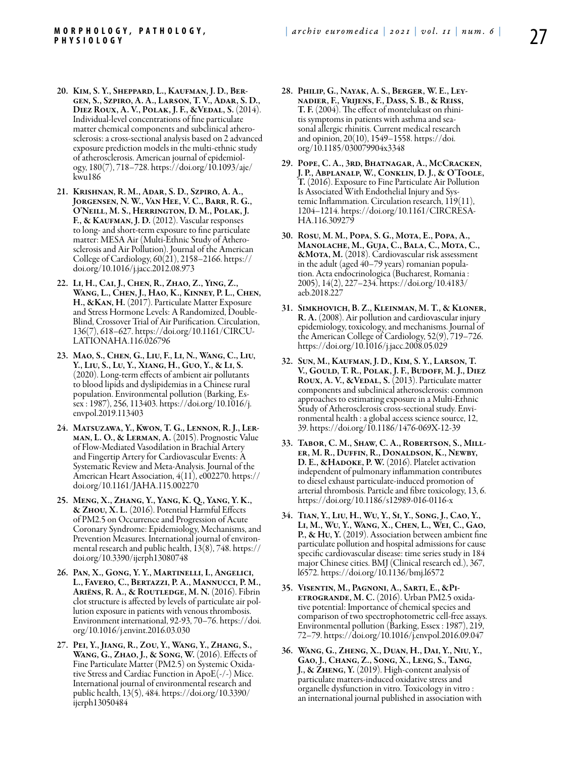20. **Kim, S. Y., Sheppard, L., Kaufman, J. D., Bergen, S., Szpiro, A. A., Larson, T. V., Adar, S. D., Diez Roux, A. V., Polak, J. F., &Vedal, S.** (2014). Individual-level concentrations of fine particulate matter chemical components and subclinical atherosclerosis: a cross-sectional analysis based on 2 advanced exposure prediction models in the multi-ethnic study of atherosclerosis. American journal of epidemiology, 180(7), 718–728. https://doi.org/10.1093/aje/kwu186

21. **Krishnan, R. M., Adar, S. D., Szpiro, A. A., Jorgensen, N. W., Van Hee, V. C., Barr, R. G., O'Neill, M. S., Herrington, D. M., Polak, J. F., & Kaufman, J. D.** (2012). Vascular responses to long- and short-term exposure to fine particulate matter: MESA Air (Multi-Ethnic Study of Atherosclerosis and Air Pollution). Journal of the American College of Cardiology, 60(21), 2158–2166. https://doi.org/10.1016/j.jacc.2012.08.973

22. **Li, H., Cai, J., Chen, R., Zhao, Z., Ying, Z., Wang, L., Chen, J., Hao, K., Kinney, P. L., Chen, H., &Kan, H.** (2017). Particulate Matter Exposure and Stress Hormone Levels: A Randomized, Double-Blind, Crossover Trial of Air Purification. Circulation, 136(7), 618–627. https://doi.org/10.1161/CIRCULATIONAHA.116.026796

23. **Mao, S., Chen, G., Liu, F., Li, N., Wang, C., Liu, Y., Liu, S., Lu, Y., Xiang, H., Guo, Y., & Li, S.** (2020). Long-term effects of ambient air pollutants to blood lipids and dyslipidemias in a Chinese rural population. Environmental pollution (Barking, Essex : 1987), 256, 113403. https://doi.org/10.1016/j.envpol.2019.113403

24. **Matsuzawa, Y., Kwon, T. G., Lennon, R. J., Lerman, L. O., & Lerman, A.** (2015). Prognostic Value of Flow-Mediated Vasodilation in Brachial Artery and Fingertip Artery for Cardiovascular Events: A Systematic Review and Meta-Analysis. Journal of the American Heart Association, 4(11), e002270. https://doi.org/10.1161/JAHA.115.002270

25. **Meng, X., Zhang, Y., Yang, K. Q., Yang, Y. K., & Zhou, X. L.** (2016). Potential Harmful Effects of PM2.5 on Occurrence and Progression of Acute Coronary Syndrome: Epidemiology, Mechanisms, and Prevention Measures. International journal of environmental research and public health, 13(8), 748. https://doi.org/10.3390/ijerph13080748

26. **Pan, X., Gong, Y. Y., Martinelli, I., Angelici, L., Favero, C., Bertazzi, P. A., Mannucci, P. M., Ariëns, R. A., & Routledge, M. N.** (2016). Fibrin clot structure is affected by levels of particulate air pollution exposure in patients with venous thrombosis. Environment international, 92-93, 70–76. https://doi.org/10.1016/j.envint.2016.03.030

27. **Pei, Y., Jiang, R., Zou, Y., Wang, Y., Zhang, S., Wang, G., Zhao, J., & Song, W.** (2016). Effects of Fine Particulate Matter (PM2.5) on Systemic Oxidative Stress and Cardiac Function in ApoE(-/-) Mice. International journal of environmental research and public health, 13(5), 484. https://doi.org/10.3390/ijerph13050484

28. **Philip, G., Nayak, A. S., Berger, W. E., Leynadier, F., Vrijens, F., Dass, S. B., & Reiss, T. F.** (2004). The effect of montelukast on rhinitis symptoms in patients with asthma and seasonal allergic rhinitis. Current medical research and opinion, 20(10), 1549–1558. https://doi.org/10.1185/030079904x3348

29. **Pope, C. A., 3rd, Bhatnagar, A., McCracken, J. P., Abplanalp, W., Conklin, D. J., & O'Toole, T.** (2016). Exposure to Fine Particulate Air Pollution Is Associated With Endothelial Injury and Systemic Inflammation. Circulation research, 119(11), 1204–1214. https://doi.org/10.1161/CIRCRESAHA.116.309279

30. **Rosu, M. M., Popa, S. G., Mota, E., Popa, A., Manolache, M., Guja, C., Bala, C., Mota, C., &Mota, M.** (2018). Cardiovascular risk assessment in the adult (aged 40–79 years) romanian population. Acta endocrinologica (Bucharest, Romania : 2005), 14(2), 227–234. https://doi.org/10.4183/aeb.2018.227

31. **Simkhovich, B. Z., Kleinman, M. T., & Kloner, R. A.** (2008). Air pollution and cardiovascular injury epidemiology, toxicology, and mechanisms. Journal of the American College of Cardiology, 52(9), 719–726. https://doi.org/10.1016/j.jacc.2008.05.029

32. **Sun, M., Kaufman, J. D., Kim, S. Y., Larson, T. V., Gould, T. R., Polak, J. F., Budoff, M. J., Diez Roux, A. V., &Vedal, S.** (2013). Particulate matter components and subclinical atherosclerosis: common approaches to estimating exposure in a Multi-Ethnic Study of Atherosclerosis cross-sectional study. Environmental health : a global access science source, 12, 39. https://doi.org/10.1186/1476-069X-12-39

33. **Tabor, C. M., Shaw, C. A., Robertson, S., Miller, M. R., Duffin, R., Donaldson, K., Newby, D. E., &Hadoke, P. W.** (2016). Platelet activation independent of pulmonary inflammation contributes to diesel exhaust particulate-induced promotion of arterial thrombosis. Particle and fibre toxicology, 13, 6. https://doi.org/10.1186/s12989-016-0116-x

34. **Tian, Y., Liu, H., Wu, Y., Si, Y., Song, J., Cao, Y., Li, M., Wu, Y., Wang, X., Chen, L., Wei, C., Gao, P., & Hu, Y.** (2019). Association between ambient fine particulate pollution and hospital admissions for cause specific cardiovascular disease: time series study in 184 major Chinese cities. BMJ (Clinical research ed.), 367, l6572. https://doi.org/10.1136/bmj.l6572

35. **Visentin, M., Pagnoni, A., Sarti, E., &Pietrogrande, M. C.** (2016). Urban PM2.5 oxidative potential: Importance of chemical species and comparison of two spectrophotometric cell-free assays. Environmental pollution (Barking, Essex : 1987), 219, 72–79. https://doi.org/10.1016/j.envpol.2016.09.047

36. **Wang, G., Zheng, X., Duan, H., Dai, Y., Niu, Y., Gao, J., Chang, Z., Song, X., Leng, S., Tang, J., & Zheng, Y.** (2019). High-content analysis of particulate matters-induced oxidative stress and organelle dysfunction in vitro. Toxicology in vitro : an international journal published in association with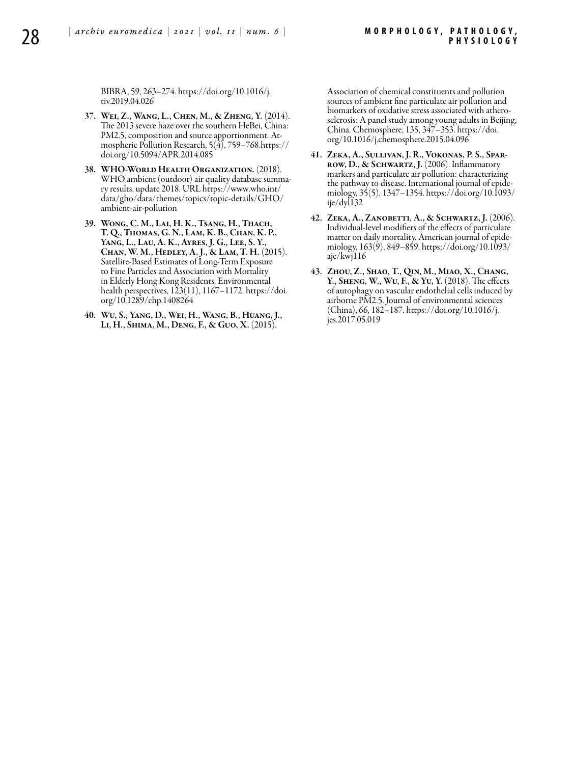BIBRA, 59, 263–274. https://doi.org/10.1016/j.tiv.2019.04.026

37. **Wei, Z., Wang, L., Chen, M., & Zheng, Y.** (2014). The 2013 severe haze over the southern HeBei, China: PM2.5, composition and source apportionment. Atmospheric Pollution Research, 5(4), 759–768.https://doi.org/10.5094/APR.2014.085

38. **WHO-World Health Organization.** (2018). WHO ambient (outdoor) air quality database summary results, update 2018. URL https://www.who.int/data/gho/data/themes/topics/topic-details/GHO/ambient-air-pollution

39. **Wong, C. M., Lai, H. K., Tsang, H., Thach, T. Q., Thomas, G. N., Lam, K. B., Chan, K. P., Yang, L., Lau, A. K., Ayres, J. G., Lee, S. Y., Chan, W. M., Hedley, A. J., & Lam, T. H.** (2015). Satellite-Based Estimates of Long-Term Exposure to Fine Particles and Association with Mortality in Elderly Hong Kong Residents. Environmental health perspectives, 123(11), 1167–1172. https://doi.org/10.1289/ehp.1408264

40. **Wu, S., Yang, D., Wei, H., Wang, B., Huang, J., Li, H., Shima, M., Deng, F., & Guo, X.** (2015). Association of chemical constituents and pollution sources of ambient fine particulate air pollution and biomarkers of oxidative stress associated with atherosclerosis: A panel study among young adults in Beijing, China. Chemosphere, 135, 347–353. https://doi.org/10.1016/j.chemosphere.2015.04.096

41. **Zeka, A., Sullivan, J. R., Vokonas, P. S., Sparrow, D., & Schwartz, J.** (2006). Inflammatory markers and particulate air pollution: characterizing the pathway to disease. International journal of epidemiology, 35(5), 1347–1354. https://doi.org/10.1093/ije/dyl132

42. **Zeka, A., Zanobetti, A., & Schwartz, J.** (2006). Individual-level modifiers of the effects of particulate matter on daily mortality. American journal of epidemiology, 163(9), 849–859. https://doi.org/10.1093/aje/kwj116

43. **Zhou, Z., Shao, T., Qin, M., Miao, X., Chang, Y., Sheng, W., Wu, F., & Yu, Y.** (2018). The effects of autophagy on vascular endothelial cells induced by airborne PM2.5. Journal of environmental sciences (China), 66, 182–187. https://doi.org/10.1016/j.jes.2017.05.019